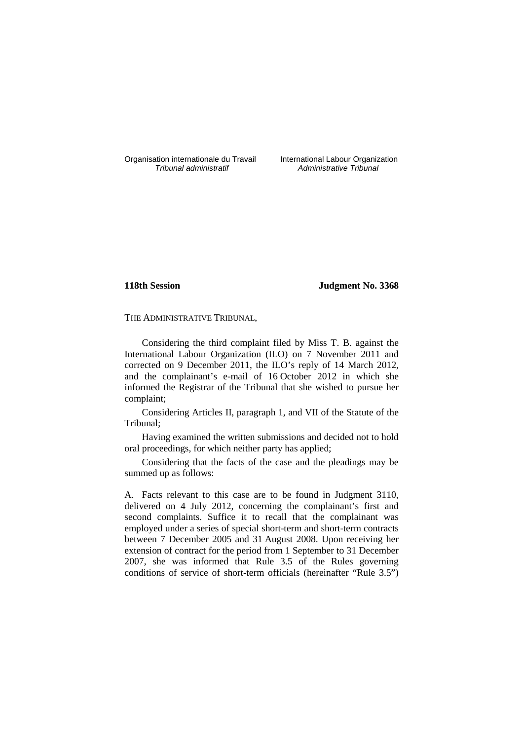Organisation internationale du Travail
*Tribunal administratif*

International Labour Organization
*Administrative Tribunal*

**118th Session** **Judgment No. 3368**

THE ADMINISTRATIVE TRIBUNAL,

Considering the third complaint filed by Miss T. B. against the International Labour Organization (ILO) on 7 November 2011 and corrected on 9 December 2011, the ILO's reply of 14 March 2012, and the complainant's e-mail of 16 October 2012 in which she informed the Registrar of the Tribunal that she wished to pursue her complaint;

Considering Articles II, paragraph 1, and VII of the Statute of the Tribunal;

Having examined the written submissions and decided not to hold oral proceedings, for which neither party has applied;

Considering that the facts of the case and the pleadings may be summed up as follows:

A. Facts relevant to this case are to be found in Judgment 3110, delivered on 4 July 2012, concerning the complainant's first and second complaints. Suffice it to recall that the complainant was employed under a series of special short-term and short-term contracts between 7 December 2005 and 31 August 2008. Upon receiving her extension of contract for the period from 1 September to 31 December 2007, she was informed that Rule 3.5 of the Rules governing conditions of service of short-term officials (hereinafter "Rule 3.5")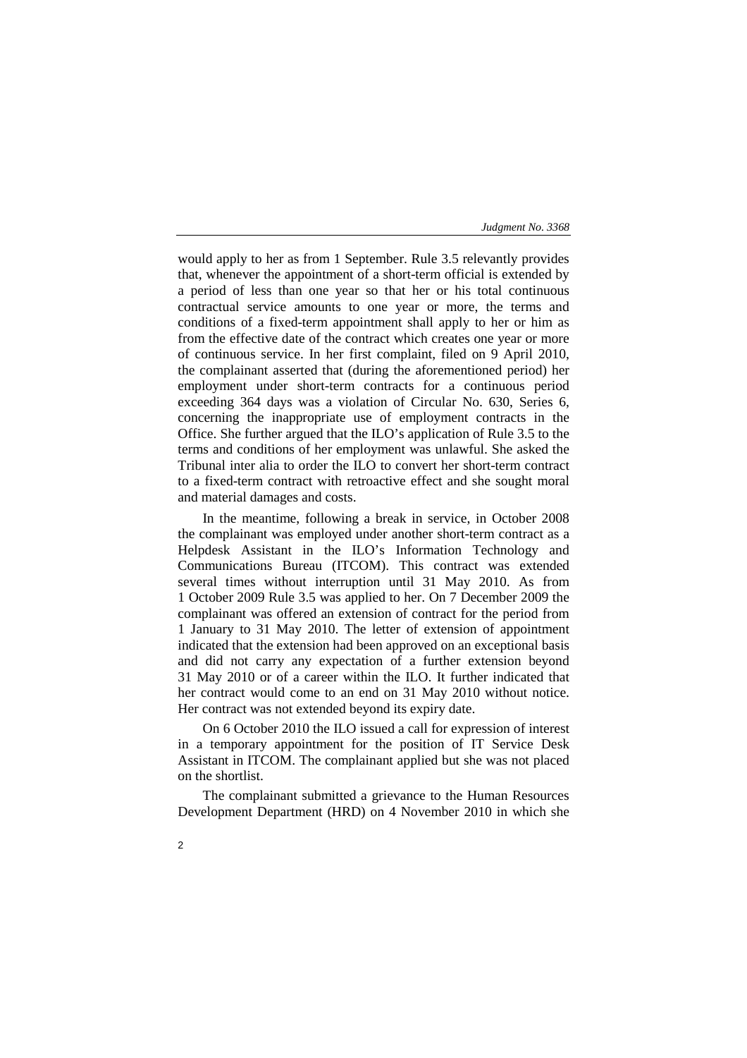would apply to her as from 1 September. Rule 3.5 relevantly provides that, whenever the appointment of a short-term official is extended by a period of less than one year so that her or his total continuous contractual service amounts to one year or more, the terms and conditions of a fixed-term appointment shall apply to her or him as from the effective date of the contract which creates one year or more of continuous service. In her first complaint, filed on 9 April 2010, the complainant asserted that (during the aforementioned period) her employment under short-term contracts for a continuous period exceeding 364 days was a violation of Circular No. 630, Series 6, concerning the inappropriate use of employment contracts in the Office. She further argued that the ILO's application of Rule 3.5 to the terms and conditions of her employment was unlawful. She asked the Tribunal inter alia to order the ILO to convert her short-term contract to a fixed-term contract with retroactive effect and she sought moral and material damages and costs.

In the meantime, following a break in service, in October 2008 the complainant was employed under another short-term contract as a Helpdesk Assistant in the ILO's Information Technology and Communications Bureau (ITCOM). This contract was extended several times without interruption until 31 May 2010. As from 1 October 2009 Rule 3.5 was applied to her. On 7 December 2009 the complainant was offered an extension of contract for the period from 1 January to 31 May 2010. The letter of extension of appointment indicated that the extension had been approved on an exceptional basis and did not carry any expectation of a further extension beyond 31 May 2010 or of a career within the ILO. It further indicated that her contract would come to an end on 31 May 2010 without notice. Her contract was not extended beyond its expiry date.

On 6 October 2010 the ILO issued a call for expression of interest in a temporary appointment for the position of IT Service Desk Assistant in ITCOM. The complainant applied but she was not placed on the shortlist.

The complainant submitted a grievance to the Human Resources Development Department (HRD) on 4 November 2010 in which she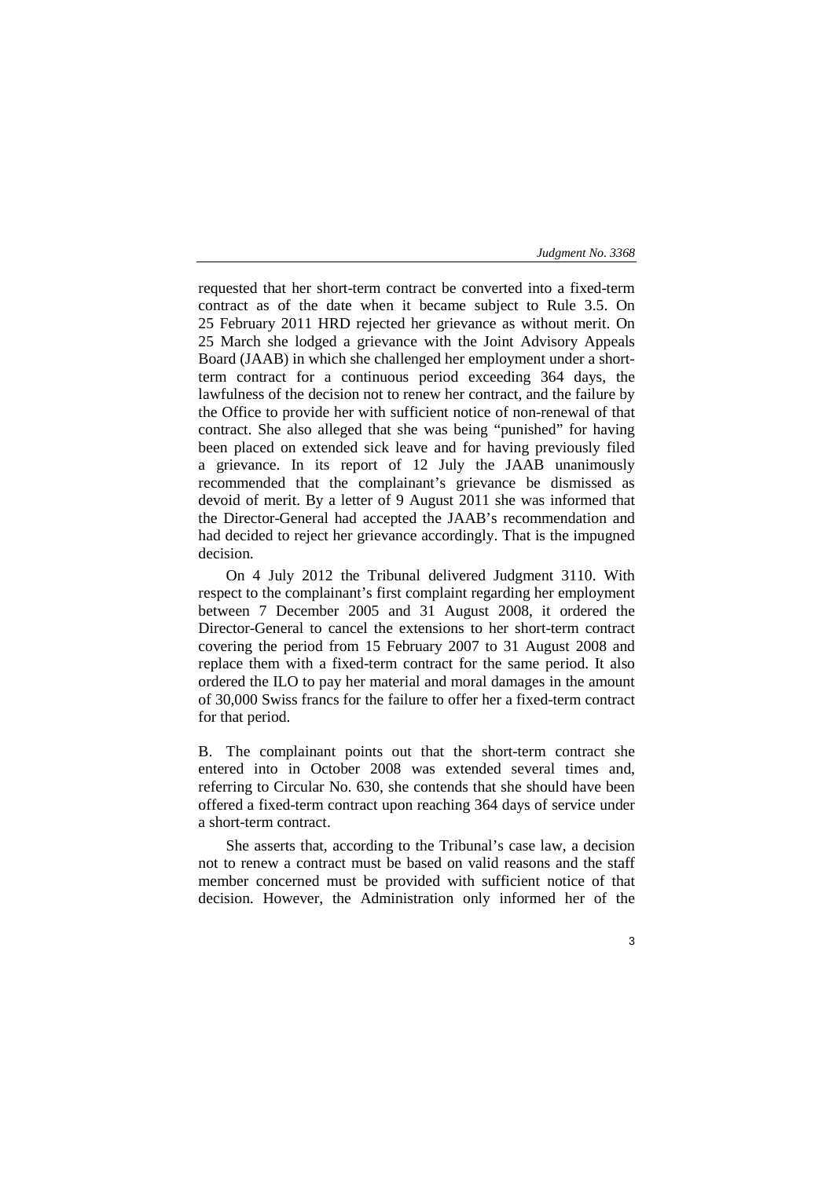requested that her short-term contract be converted into a fixed-term contract as of the date when it became subject to Rule 3.5. On 25 February 2011 HRD rejected her grievance as without merit. On 25 March she lodged a grievance with the Joint Advisory Appeals Board (JAAB) in which she challenged her employment under a short-term contract for a continuous period exceeding 364 days, the lawfulness of the decision not to renew her contract, and the failure by the Office to provide her with sufficient notice of non-renewal of that contract. She also alleged that she was being "punished" for having been placed on extended sick leave and for having previously filed a grievance. In its report of 12 July the JAAB unanimously recommended that the complainant's grievance be dismissed as devoid of merit. By a letter of 9 August 2011 she was informed that the Director-General had accepted the JAAB's recommendation and had decided to reject her grievance accordingly. That is the impugned decision.

On 4 July 2012 the Tribunal delivered Judgment 3110. With respect to the complainant's first complaint regarding her employment between 7 December 2005 and 31 August 2008, it ordered the Director-General to cancel the extensions to her short-term contract covering the period from 15 February 2007 to 31 August 2008 and replace them with a fixed-term contract for the same period. It also ordered the ILO to pay her material and moral damages in the amount of 30,000 Swiss francs for the failure to offer her a fixed-term contract for that period.

B. The complainant points out that the short-term contract she entered into in October 2008 was extended several times and, referring to Circular No. 630, she contends that she should have been offered a fixed-term contract upon reaching 364 days of service under a short-term contract.

She asserts that, according to the Tribunal's case law, a decision not to renew a contract must be based on valid reasons and the staff member concerned must be provided with sufficient notice of that decision. However, the Administration only informed her of the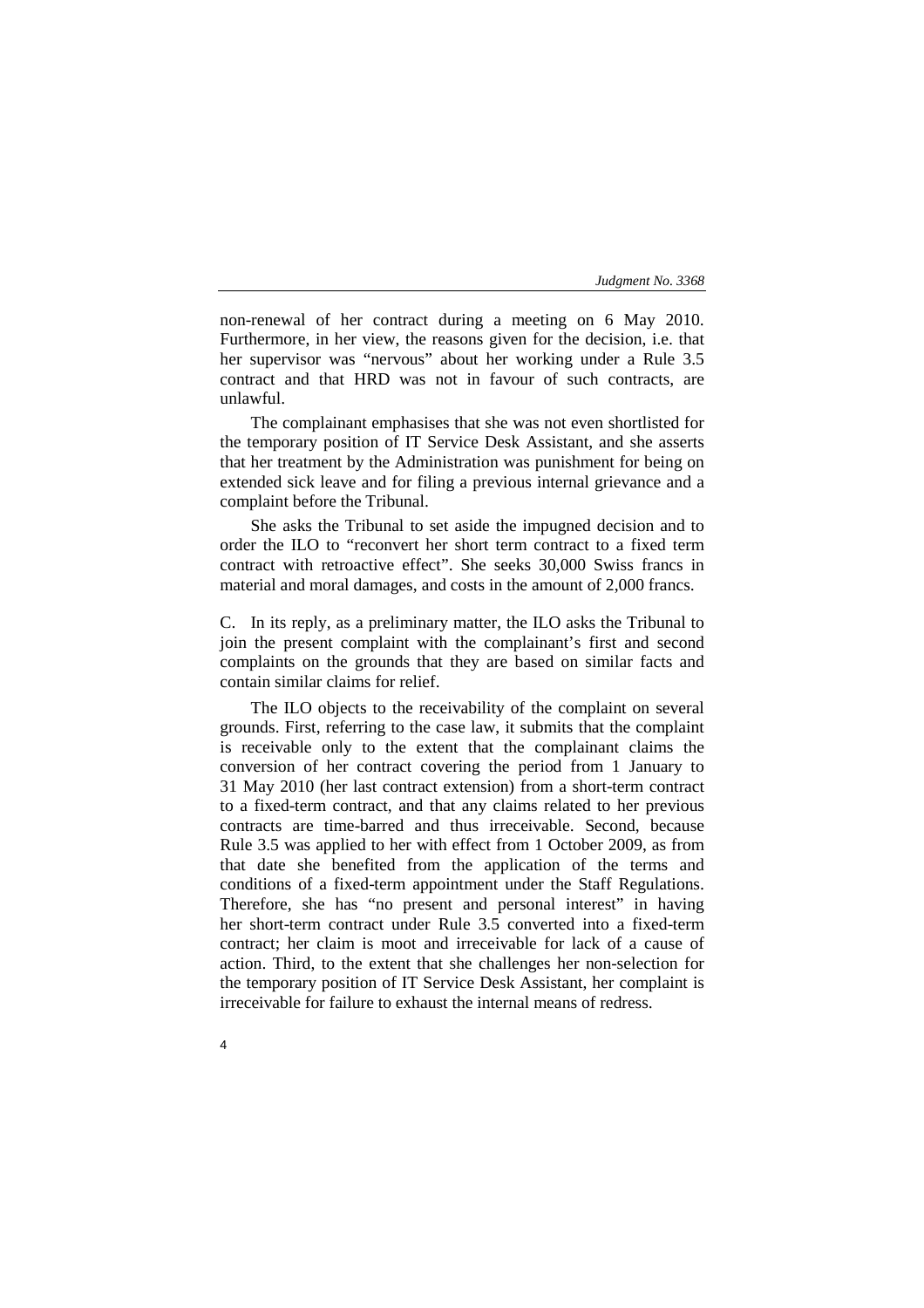non-renewal of her contract during a meeting on 6 May 2010. Furthermore, in her view, the reasons given for the decision, i.e. that her supervisor was "nervous" about her working under a Rule 3.5 contract and that HRD was not in favour of such contracts, are unlawful.

The complainant emphasises that she was not even shortlisted for the temporary position of IT Service Desk Assistant, and she asserts that her treatment by the Administration was punishment for being on extended sick leave and for filing a previous internal grievance and a complaint before the Tribunal.

She asks the Tribunal to set aside the impugned decision and to order the ILO to "reconvert her short term contract to a fixed term contract with retroactive effect". She seeks 30,000 Swiss francs in material and moral damages, and costs in the amount of 2,000 francs.

C. In its reply, as a preliminary matter, the ILO asks the Tribunal to join the present complaint with the complainant's first and second complaints on the grounds that they are based on similar facts and contain similar claims for relief.

The ILO objects to the receivability of the complaint on several grounds. First, referring to the case law, it submits that the complaint is receivable only to the extent that the complainant claims the conversion of her contract covering the period from 1 January to 31 May 2010 (her last contract extension) from a short-term contract to a fixed-term contract, and that any claims related to her previous contracts are time-barred and thus irreceivable. Second, because Rule 3.5 was applied to her with effect from 1 October 2009, as from that date she benefited from the application of the terms and conditions of a fixed-term appointment under the Staff Regulations. Therefore, she has "no present and personal interest" in having her short-term contract under Rule 3.5 converted into a fixed-term contract; her claim is moot and irreceivable for lack of a cause of action. Third, to the extent that she challenges her non-selection for the temporary position of IT Service Desk Assistant, her complaint is irreceivable for failure to exhaust the internal means of redress.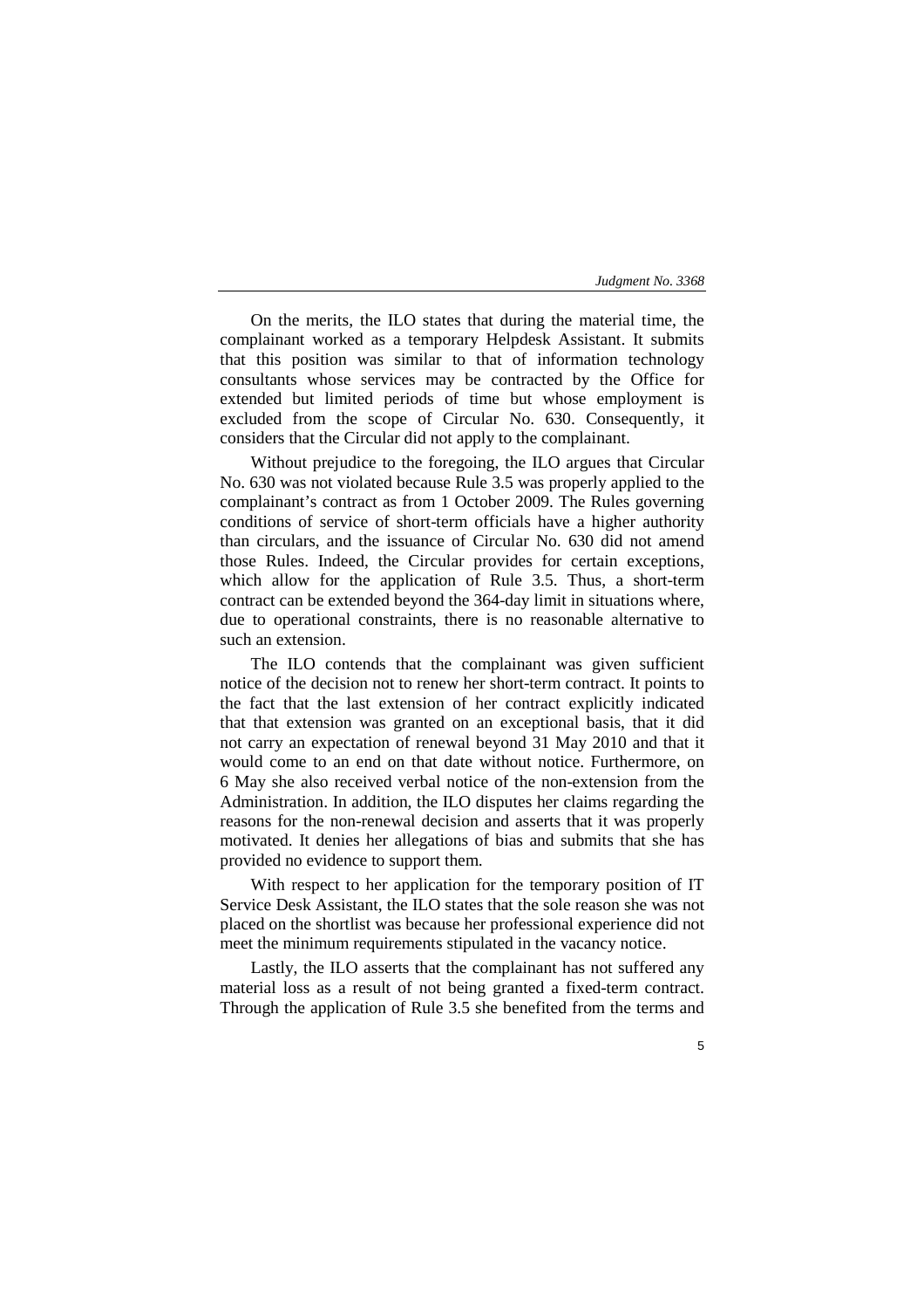On the merits, the ILO states that during the material time, the complainant worked as a temporary Helpdesk Assistant. It submits that this position was similar to that of information technology consultants whose services may be contracted by the Office for extended but limited periods of time but whose employment is excluded from the scope of Circular No. 630. Consequently, it considers that the Circular did not apply to the complainant.

Without prejudice to the foregoing, the ILO argues that Circular No. 630 was not violated because Rule 3.5 was properly applied to the complainant's contract as from 1 October 2009. The Rules governing conditions of service of short-term officials have a higher authority than circulars, and the issuance of Circular No. 630 did not amend those Rules. Indeed, the Circular provides for certain exceptions, which allow for the application of Rule 3.5. Thus, a short-term contract can be extended beyond the 364-day limit in situations where, due to operational constraints, there is no reasonable alternative to such an extension.

The ILO contends that the complainant was given sufficient notice of the decision not to renew her short-term contract. It points to the fact that the last extension of her contract explicitly indicated that that extension was granted on an exceptional basis, that it did not carry an expectation of renewal beyond 31 May 2010 and that it would come to an end on that date without notice. Furthermore, on 6 May she also received verbal notice of the non-extension from the Administration. In addition, the ILO disputes her claims regarding the reasons for the non-renewal decision and asserts that it was properly motivated. It denies her allegations of bias and submits that she has provided no evidence to support them.

With respect to her application for the temporary position of IT Service Desk Assistant, the ILO states that the sole reason she was not placed on the shortlist was because her professional experience did not meet the minimum requirements stipulated in the vacancy notice.

Lastly, the ILO asserts that the complainant has not suffered any material loss as a result of not being granted a fixed-term contract. Through the application of Rule 3.5 she benefited from the terms and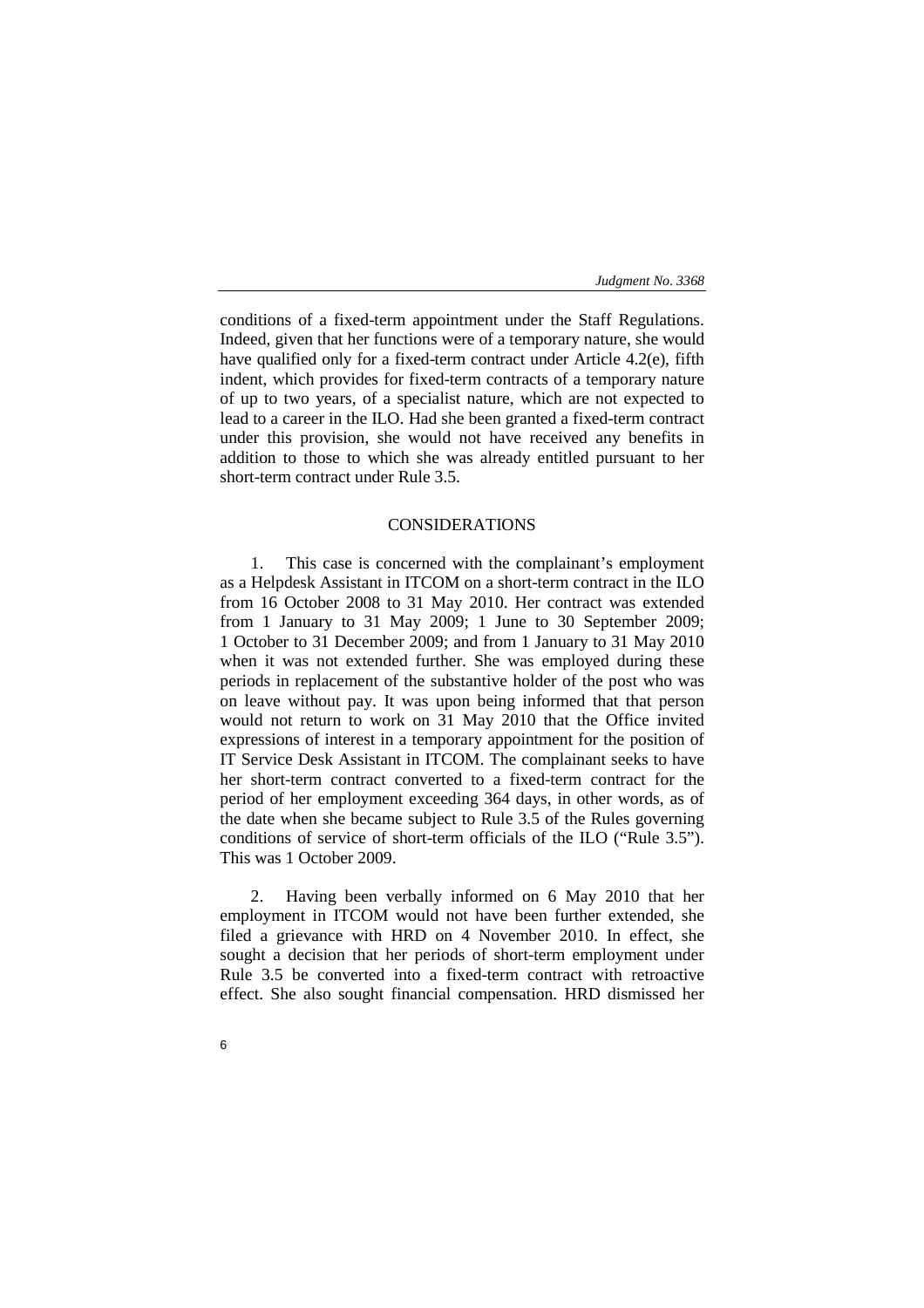conditions of a fixed-term appointment under the Staff Regulations. Indeed, given that her functions were of a temporary nature, she would have qualified only for a fixed-term contract under Article 4.2(e), fifth indent, which provides for fixed-term contracts of a temporary nature of up to two years, of a specialist nature, which are not expected to lead to a career in the ILO. Had she been granted a fixed-term contract under this provision, she would not have received any benefits in addition to those to which she was already entitled pursuant to her short-term contract under Rule 3.5.

## CONSIDERATIONS

1. This case is concerned with the complainant's employment as a Helpdesk Assistant in ITCOM on a short-term contract in the ILO from 16 October 2008 to 31 May 2010. Her contract was extended from 1 January to 31 May 2009; 1 June to 30 September 2009; 1 October to 31 December 2009; and from 1 January to 31 May 2010 when it was not extended further. She was employed during these periods in replacement of the substantive holder of the post who was on leave without pay. It was upon being informed that that person would not return to work on 31 May 2010 that the Office invited expressions of interest in a temporary appointment for the position of IT Service Desk Assistant in ITCOM. The complainant seeks to have her short-term contract converted to a fixed-term contract for the period of her employment exceeding 364 days, in other words, as of the date when she became subject to Rule 3.5 of the Rules governing conditions of service of short-term officials of the ILO ("Rule 3.5"). This was 1 October 2009.

2. Having been verbally informed on 6 May 2010 that her employment in ITCOM would not have been further extended, she filed a grievance with HRD on 4 November 2010. In effect, she sought a decision that her periods of short-term employment under Rule 3.5 be converted into a fixed-term contract with retroactive effect. She also sought financial compensation. HRD dismissed her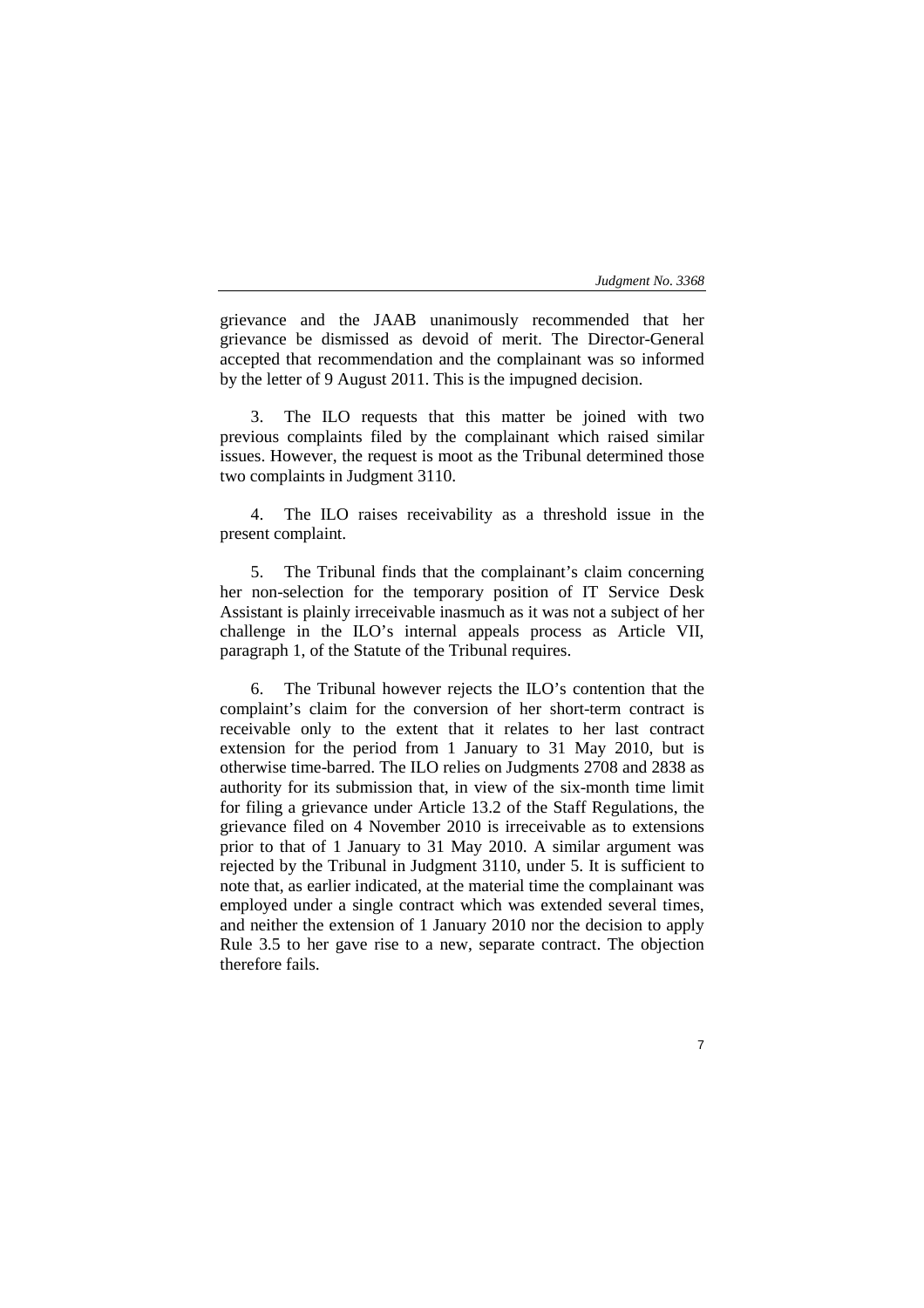grievance and the JAAB unanimously recommended that her grievance be dismissed as devoid of merit. The Director-General accepted that recommendation and the complainant was so informed by the letter of 9 August 2011. This is the impugned decision.

3. The ILO requests that this matter be joined with two previous complaints filed by the complainant which raised similar issues. However, the request is moot as the Tribunal determined those two complaints in Judgment 3110.

4. The ILO raises receivability as a threshold issue in the present complaint.

5. The Tribunal finds that the complainant's claim concerning her non-selection for the temporary position of IT Service Desk Assistant is plainly irreceivable inasmuch as it was not a subject of her challenge in the ILO's internal appeals process as Article VII, paragraph 1, of the Statute of the Tribunal requires.

6. The Tribunal however rejects the ILO's contention that the complaint's claim for the conversion of her short-term contract is receivable only to the extent that it relates to her last contract extension for the period from 1 January to 31 May 2010, but is otherwise time-barred. The ILO relies on Judgments 2708 and 2838 as authority for its submission that, in view of the six-month time limit for filing a grievance under Article 13.2 of the Staff Regulations, the grievance filed on 4 November 2010 is irreceivable as to extensions prior to that of 1 January to 31 May 2010. A similar argument was rejected by the Tribunal in Judgment 3110, under 5. It is sufficient to note that, as earlier indicated, at the material time the complainant was employed under a single contract which was extended several times, and neither the extension of 1 January 2010 nor the decision to apply Rule 3.5 to her gave rise to a new, separate contract. The objection therefore fails.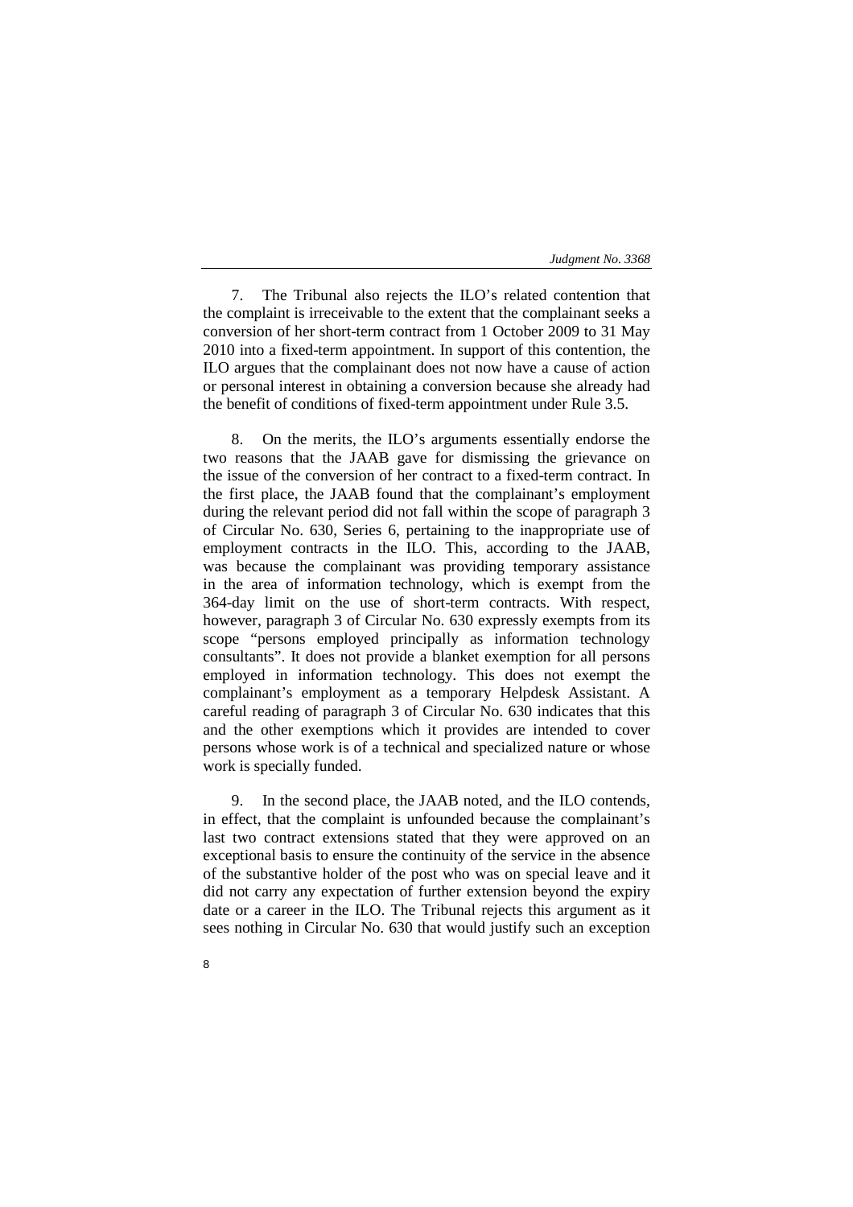7. The Tribunal also rejects the ILO's related contention that the complaint is irreceivable to the extent that the complainant seeks a conversion of her short-term contract from 1 October 2009 to 31 May 2010 into a fixed-term appointment. In support of this contention, the ILO argues that the complainant does not now have a cause of action or personal interest in obtaining a conversion because she already had the benefit of conditions of fixed-term appointment under Rule 3.5.

8. On the merits, the ILO's arguments essentially endorse the two reasons that the JAAB gave for dismissing the grievance on the issue of the conversion of her contract to a fixed-term contract. In the first place, the JAAB found that the complainant's employment during the relevant period did not fall within the scope of paragraph 3 of Circular No. 630, Series 6, pertaining to the inappropriate use of employment contracts in the ILO. This, according to the JAAB, was because the complainant was providing temporary assistance in the area of information technology, which is exempt from the 364-day limit on the use of short-term contracts. With respect, however, paragraph 3 of Circular No. 630 expressly exempts from its scope "persons employed principally as information technology consultants". It does not provide a blanket exemption for all persons employed in information technology. This does not exempt the complainant's employment as a temporary Helpdesk Assistant. A careful reading of paragraph 3 of Circular No. 630 indicates that this and the other exemptions which it provides are intended to cover persons whose work is of a technical and specialized nature or whose work is specially funded.

9. In the second place, the JAAB noted, and the ILO contends, in effect, that the complaint is unfounded because the complainant's last two contract extensions stated that they were approved on an exceptional basis to ensure the continuity of the service in the absence of the substantive holder of the post who was on special leave and it did not carry any expectation of further extension beyond the expiry date or a career in the ILO. The Tribunal rejects this argument as it sees nothing in Circular No. 630 that would justify such an exception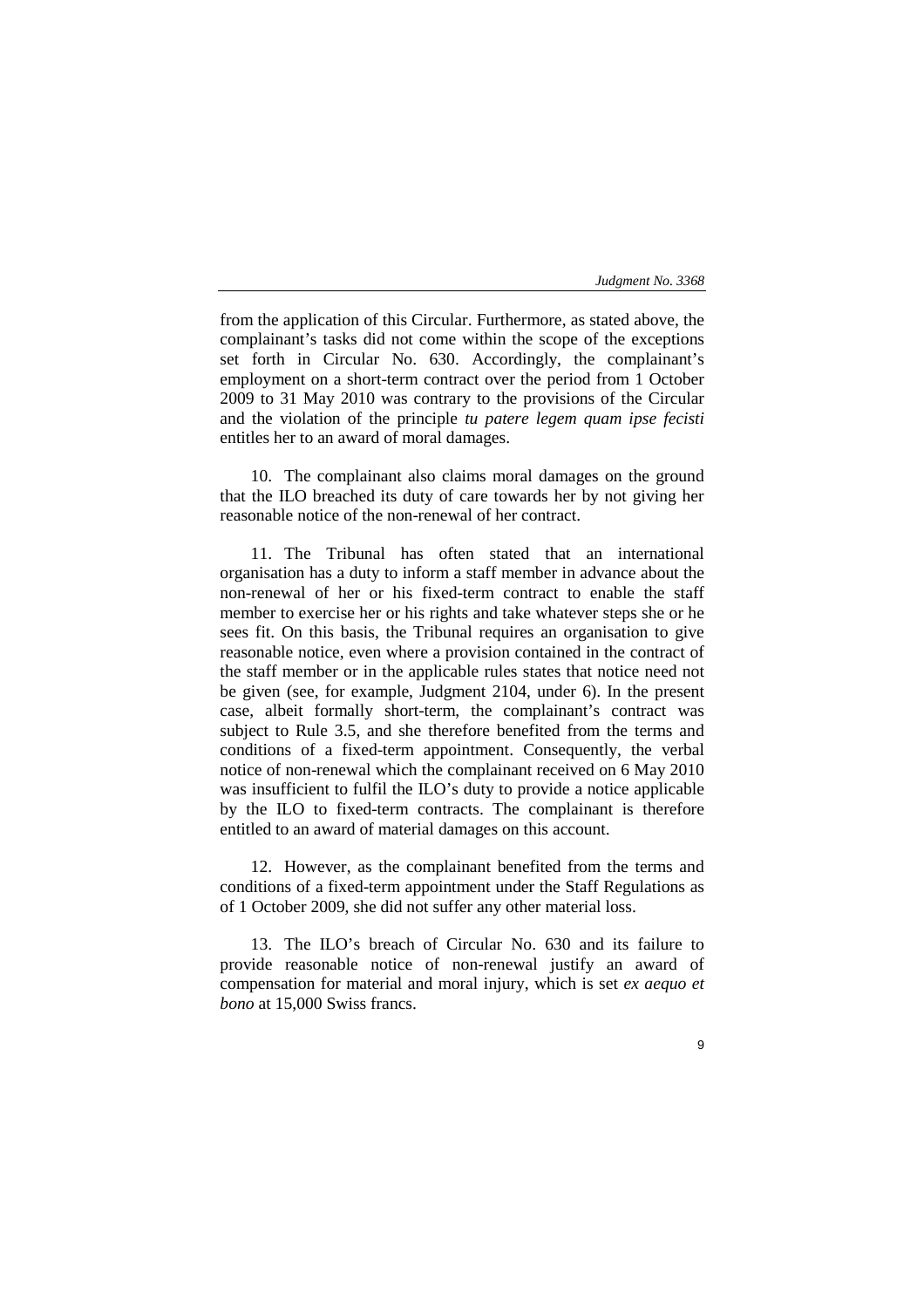from the application of this Circular. Furthermore, as stated above, the complainant's tasks did not come within the scope of the exceptions set forth in Circular No. 630. Accordingly, the complainant's employment on a short-term contract over the period from 1 October 2009 to 31 May 2010 was contrary to the provisions of the Circular and the violation of the principle *tu patere legem quam ipse fecisti* entitles her to an award of moral damages.

10. The complainant also claims moral damages on the ground that the ILO breached its duty of care towards her by not giving her reasonable notice of the non-renewal of her contract.

11. The Tribunal has often stated that an international organisation has a duty to inform a staff member in advance about the non-renewal of her or his fixed-term contract to enable the staff member to exercise her or his rights and take whatever steps she or he sees fit. On this basis, the Tribunal requires an organisation to give reasonable notice, even where a provision contained in the contract of the staff member or in the applicable rules states that notice need not be given (see, for example, Judgment 2104, under 6). In the present case, albeit formally short-term, the complainant's contract was subject to Rule 3.5, and she therefore benefited from the terms and conditions of a fixed-term appointment. Consequently, the verbal notice of non-renewal which the complainant received on 6 May 2010 was insufficient to fulfil the ILO's duty to provide a notice applicable by the ILO to fixed-term contracts. The complainant is therefore entitled to an award of material damages on this account.

12. However, as the complainant benefited from the terms and conditions of a fixed-term appointment under the Staff Regulations as of 1 October 2009, she did not suffer any other material loss.

13. The ILO's breach of Circular No. 630 and its failure to provide reasonable notice of non-renewal justify an award of compensation for material and moral injury, which is set *ex aequo et bono* at 15,000 Swiss francs.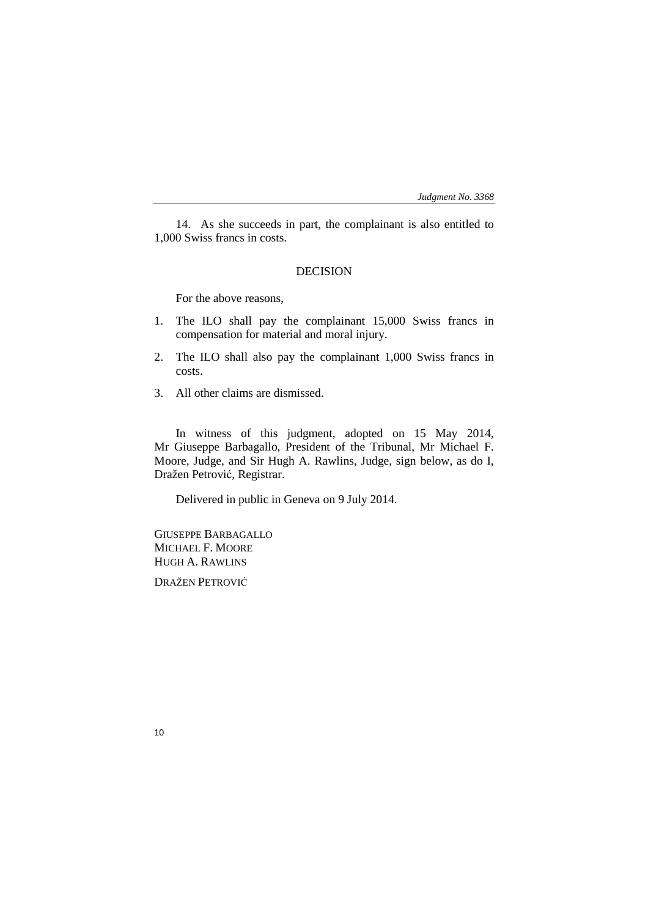14. As she succeeds in part, the complainant is also entitled to 1,000 Swiss francs in costs.

## DECISION

For the above reasons,

1. The ILO shall pay the complainant 15,000 Swiss francs in compensation for material and moral injury.
2. The ILO shall also pay the complainant 1,000 Swiss francs in costs.
3. All other claims are dismissed.

In witness of this judgment, adopted on 15 May 2014, Mr Giuseppe Barbagallo, President of the Tribunal, Mr Michael F. Moore, Judge, and Sir Hugh A. Rawlins, Judge, sign below, as do I, Dražen Petrović, Registrar.

Delivered in public in Geneva on 9 July 2014.

GIUSEPPE BARBAGALLO
MICHAEL F. MOORE
HUGH A. RAWLINS

DRAŽEN PETROVIĆ